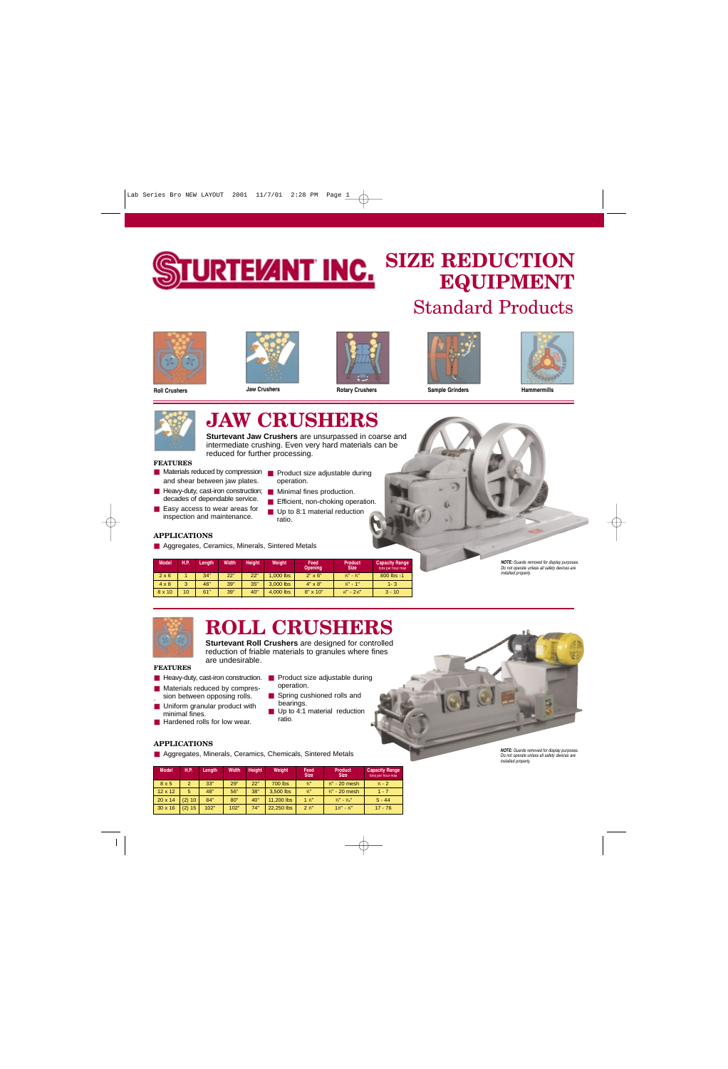# STURTEVANT INC.

# SIZE REDUCTION EQUIPMENT

## Standard Products

Roll Crushers | Jaw Crushers | Rotary Crushers | Sample Grinders | Hammermills

## JAW CRUSHERS

**Sturtevant Jaw Crushers** are unsurpassed in coarse and intermediate crushing. Even very hard materials can be reduced for further processing.

### FEATURES

- Materials reduced by compression and shear between jaw plates.
- Heavy-duty, cast-iron construction; decades of dependable service.
- Easy access to wear areas for inspection and maintenance.
- Product size adjustable during operation.
- Minimal fines production.
- Efficient, non-choking operation.
- Up to 8:1 material reduction ratio.

### APPLICATIONS

- Aggregates, Ceramics, Minerals, Sintered Metals

| Model | H.P. | Length | Width | Height | Weight | Feed Opening | Product Size | Capacity Range tons per hour max |
|---|---|---|---|---|---|---|---|---|
| 2 x 6 | 1 | 34" | 22" | 22" | 1,000 lbs | 2" x 6" | ⅛" - ½" | 800 lbs -1 |
| 4 x 8 | 3 | 46" | 39" | 35" | 3,000 lbs | 4" x 8" | ⅛" - 1" | 1 - 3 |
| 8 x 10 | 10 | 61" | 39" | 40" | 4,000 lbs | 8" x 10" | ¼" - 2½" | 3 - 10 |

*NOTE: Guards removed for display purposes. Do not operate unless all safety devices are installed properly.*

## ROLL CRUSHERS

**Sturtevant Roll Crushers** are designed for controlled reduction of friable materials to granules where fines are undesirable.

### FEATURES

- Heavy-duty, cast-iron construction.
- Materials reduced by compression between opposing rolls.
- Uniform granular product with minimal fines.
- Hardened rolls for low wear.
- Product size adjustable during operation.
- Spring cushioned rolls and bearings.
- Up to 4:1 material reduction ratio.

### APPLICATIONS

- Aggregates, Minerals, Ceramics, Chemicals, Sintered Metals

| Model | H.P. | Length | Width | Height | Weight | Feed Size | Product Size | Capacity Range tons per hour max |
|---|---|---|---|---|---|---|---|---|
| 8 x 5 | 2 | 33" | 29" | 22" | 700 lbs | ¾" | ½" - 20 mesh | ½ - 2 |
| 12 x 12 | 5 | 48" | 56" | 38" | 3,500 lbs | ¾" | ½" - 20 mesh | 1 - 7 |
| 20 x 14 | (2) 10 | 84" | 80" | 40" | 11,200 lbs | 1 ½" | ½" - ¹⁄₁₆" | 5 - 44 |
| 30 x 16 | (2) 15 | 102" | 102" | 74" | 22,250 lbs | 2 ½" | 1½" - ⅛" | 17 - 76 |

*NOTE: Guards removed for display purposes. Do not operate unless all safety devices are installed properly.*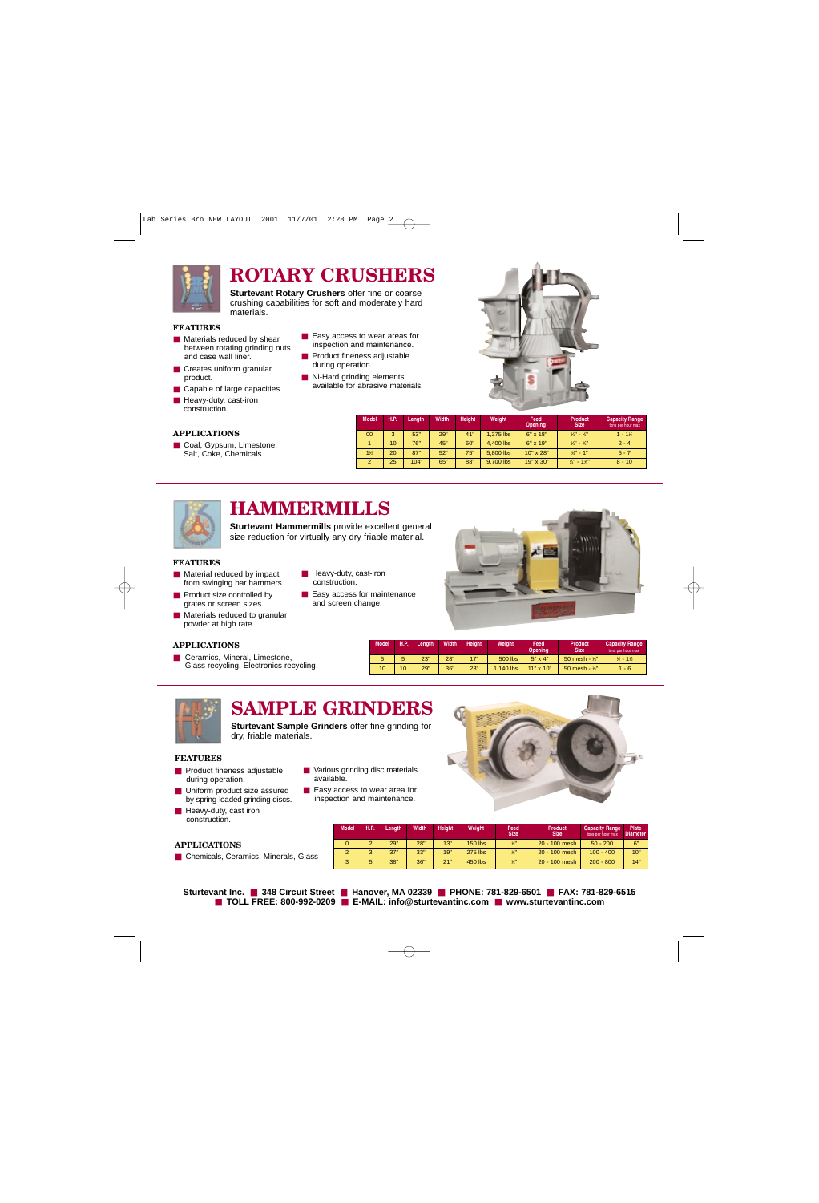# ROTARY CRUSHERS

**Sturtevant Rotary Crushers** offer fine or coarse crushing capabilities for soft and moderately hard materials.

### FEATURES

- Materials reduced by shear between rotating grinding nuts and case wall liner.
- Creates uniform granular product.
- Capable of large capacities.
- Heavy-duty, cast-iron construction.
- Easy access to wear areas for inspection and maintenance.
- Product fineness adjustable during operation.
- Ni-Hard grinding elements available for abrasive materials.

### APPLICATIONS

- Coal, Gypsum, Limestone, Salt, Coke, Chemicals

| Model | H.P. | Length | Width | Height | Weight | Feed Opening | Product Size | Capacity Range tons per hour max |
|---|---|---|---|---|---|---|---|---|
| 00 | 3 | 53" | 29" | 41" | 1,275 lbs | 6" x 18" | ⅛" - ½" | 1 - 1½ |
| 1 | 10 | 76" | 45" | 60" | 4,400 lbs | 6" x 19" | ⅛" - ¾" | 2 - 4 |
| 1½ | 20 | 87" | 52" | 75" | 5,800 lbs | 10" x 28" | ¼" - 1" | 5 - 7 |
| 2 | 25 | 104" | 65" | 88" | 9,700 lbs | 19" x 30" | ½" - 1½" | 8 - 10 |

# HAMMERMILLS

**Sturtevant Hammermills** provide excellent general size reduction for virtually any dry friable material.

### FEATURES

- Material reduced by impact from swinging bar hammers.
- Product size controlled by grates or screen sizes.
- Materials reduced to granular powder at high rate.
- Heavy-duty, cast-iron construction.
- Easy access for maintenance and screen change.

### APPLICATIONS

- Ceramics, Mineral, Limestone, Glass recycling, Electronics recycling

| Model | H.P. | Length | Width | Height | Weight | Feed Opening | Product Size | Capacity Range tons per hour max |
|---|---|---|---|---|---|---|---|---|
| 5 | 5 | 23" | 28" | 17" | 500 lbs | 5" x 4" | 50 mesh - ½" | ½ - 1½ |
| 10 | 10 | 29" | 36" | 23" | 1,140 lbs | 11" x 10" | 50 mesh - ½" | 1 - 6 |

# SAMPLE GRINDERS

**Sturtevant Sample Grinders** offer fine grinding for dry, friable materials.

### FEATURES

- Product fineness adjustable during operation.
- Uniform product size assured by spring-loaded grinding discs.
- Heavy-duty, cast iron construction.
- Various grinding disc materials available.
- Easy access to wear area for inspection and maintenance.

### APPLICATIONS

- Chemicals, Ceramics, Minerals, Glass

| Model | H.P. | Length | Width | Height | Weight | Feed Size | Product Size | Capacity Range tons per hour max | Plate Diameter |
|---|---|---|---|---|---|---|---|---|---|
| 0 | 2 | 29" | 28" | 13" | 150 lbs | ⅛" | 20 - 100 mesh | 50 - 200 | 6" |
| 2 | 3 | 37" | 33" | 19" | 275 lbs | ¼" | 20 - 100 mesh | 100 - 400 | 10" |
| 3 | 5 | 38" | 36" | 21" | 450 lbs | ¼" | 20 - 100 mesh | 200 - 800 | 14" |

**Sturtevant Inc. ■ 348 Circuit Street ■ Hanover, MA 02339 ■ PHONE: 781-829-6501 ■ FAX: 781-829-6515 ■ TOLL FREE: 800-992-0209 ■ E-MAIL: info@sturtevantinc.com ■ www.sturtevantinc.com**